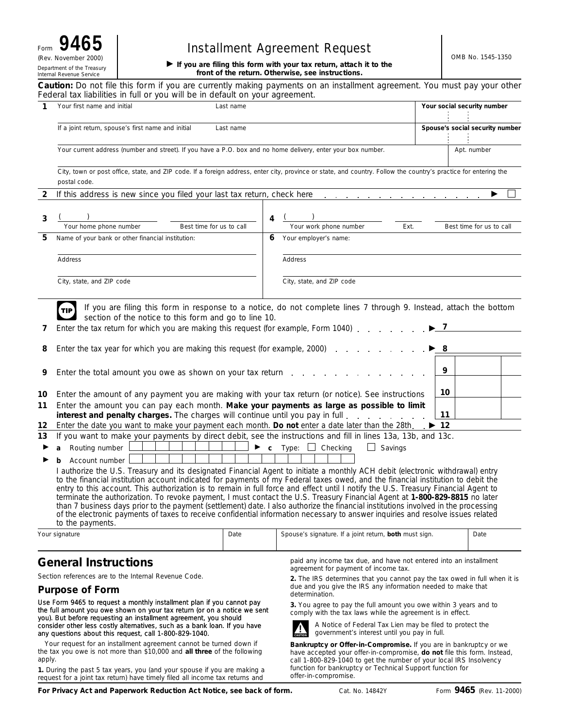Form **9465**
(Rev. November 2000)
Department of the Treasury
Internal Revenue Service

# Installment Agreement Request

▶ **If you are filing this form with your tax return, attach it to the front of the return. Otherwise, see instructions.**

OMB No. 1545-1350

**Caution:** Do not file this form if you are currently making payments on an installment agreement. You must pay your other Federal tax liabilities in full or you will be in default on your agreement.

**1** Your first name and initial | Last name | **Your social security number**

If a joint return, spouse's first name and initial | Last name | **Spouse's social security number**

Your current address (number and street). If you have a P.O. box and no home delivery, enter your box number. | Apt. number

City, town or post office, state, and ZIP code. If a foreign address, enter city, province or state, and country. Follow the country's practice for entering the postal code.

**2** If this address is new since you filed your last tax return, check here ▶ ☐

**3** ( ) Your home phone number | Best time for us to call

**4** ( ) Your work phone number | Ext. | Best time for us to call

**5** Name of your bank or other financial institution:

Address

City, state, and ZIP code

**6** Your employer's name:

Address

City, state, and ZIP code

**TIP** If you are filing this form in response to a notice, do not complete lines 7 through 9. Instead, attach the bottom section of the notice to this form and go to line 10.

**7** Enter the tax return for which you are making this request (for example, Form 1040) ▶ **7**

**8** Enter the tax year for which you are making this request (for example, 2000) ▶ **8**

**9** Enter the total amount you owe as shown on your tax return **9**

**10** Enter the amount of any payment you are making with your tax return (or notice). See instructions **10**

**11** Enter the amount you can pay each month. **Make your payments as large as possible to limit interest and penalty charges.** The charges will continue until you pay in full **11**

**12** Enter the date you want to make your payment each month. **Do not** enter a date later than the 28th ▶ **12**

**13** If you want to make your payments by direct debit, see the instructions and fill in lines 13a, 13b, and 13c.

▶ **a** Routing number ▶ **c** Type: ☐ Checking ☐ Savings

▶ **b** Account number

I authorize the U.S. Treasury and its designated Financial Agent to initiate a monthly ACH debit (electronic withdrawal) entry to the financial institution account indicated for payments of my Federal taxes owed, and the financial institution to debit the entry to this account. This authorization is to remain in full force and effect until I notify the U.S. Treasury Financial Agent to terminate the authorization. To revoke payment, I must contact the U.S. Treasury Financial Agent at **1-800-829-8815** no later than 7 business days prior to the payment (settlement) date. I also authorize the financial institutions involved in the processing of the electronic payments of taxes to receive confidential information necessary to answer inquiries and resolve issues related to the payments.

| Your signature | Date | Spouse's signature. If a joint return, **both** must sign. | Date |
|---|---|---|---|
| | | | |

## General Instructions

Section references are to the Internal Revenue Code.

### Purpose of Form

Use Form 9465 to request a monthly installment plan if you cannot pay the full amount you owe shown on your tax return (or on a notice we sent you). But before requesting an installment agreement, you should consider other less costly alternatives, such as a bank loan. If you have any questions about this request, call 1-800-829-1040.

Your request for an installment agreement cannot be turned down if the tax you owe is not more than $10,000 and **all three** of the following apply.

**1.** During the past 5 tax years, you (and your spouse if you are making a request for a joint tax return) have timely filed all income tax returns and paid any income tax due, and have not entered into an installment agreement for payment of income tax.

**2.** The IRS determines that you cannot pay the tax owed in full when it is due and you give the IRS any information needed to make that determination.

**3.** You agree to pay the full amount you owe within 3 years and to comply with the tax laws while the agreement is in effect.

**CAUTION** A Notice of Federal Tax Lien may be filed to protect the government's interest until you pay in full.

**Bankruptcy or Offer-in-Compromise.** If you are in bankruptcy or we have accepted your offer-in-compromise, **do not** file this form. Instead, call 1-800-829-1040 to get the number of your local IRS Insolvency function for bankruptcy or Technical Support function for offer-in-compromise.

**For Privacy Act and Paperwork Reduction Act Notice, see back of form.** Cat. No. 14842Y Form **9465** (Rev. 11-2000)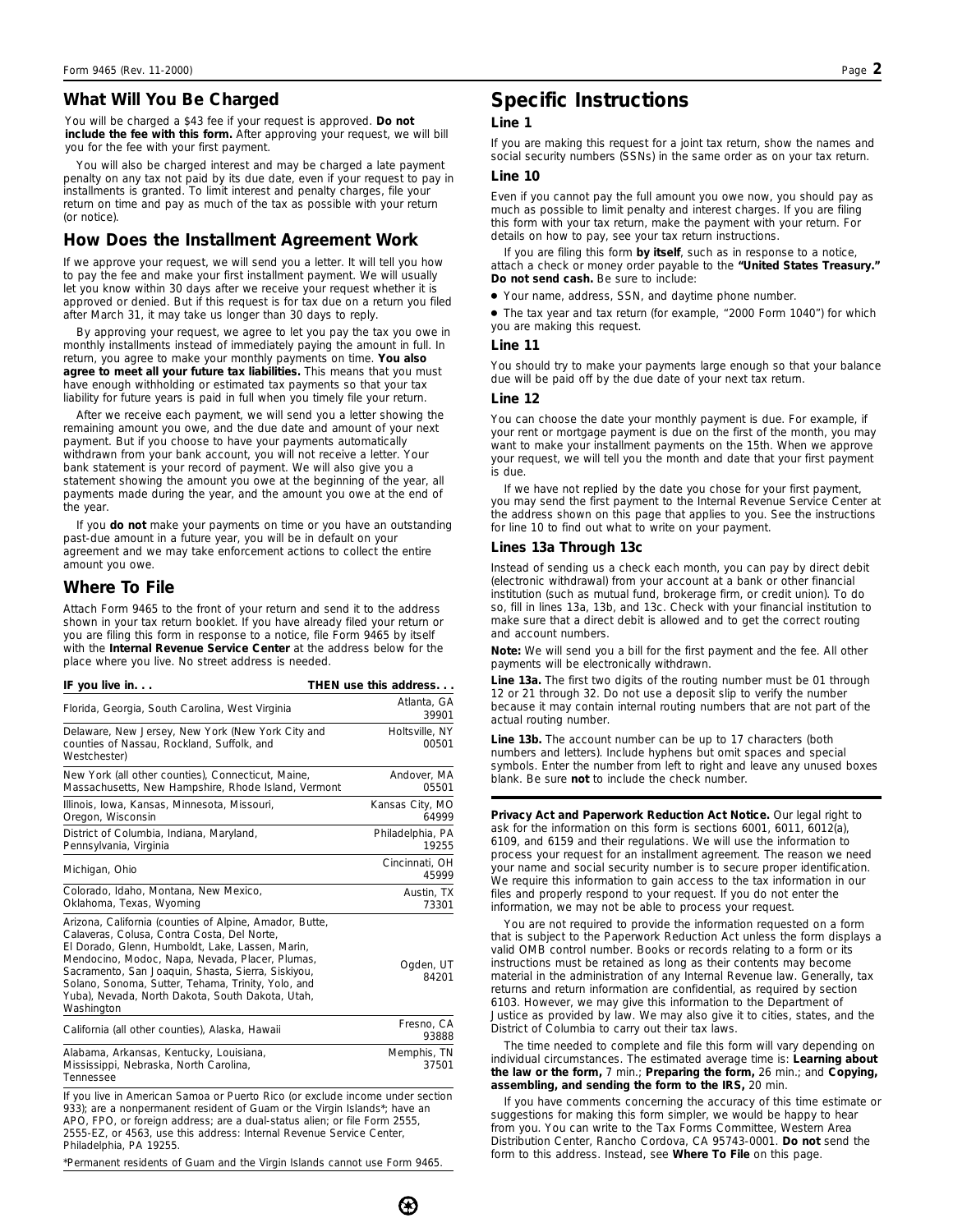## What Will You Be Charged

You will be charged a $43 fee if your request is approved. **Do not include the fee with this form.** After approving your request, we will bill you for the fee with your first payment.

You will also be charged interest and may be charged a late payment penalty on any tax not paid by its due date, even if your request to pay in installments is granted. To limit interest and penalty charges, file your return on time and pay as much of the tax as possible with your return (or notice).

## How Does the Installment Agreement Work

If we approve your request, we will send you a letter. It will tell you how to pay the fee and make your first installment payment. We will usually let you know within 30 days after we receive your request whether it is approved or denied. But if this request is for tax due on a return you filed after March 31, it may take us longer than 30 days to reply.

By approving your request, we agree to let you pay the tax you owe in monthly installments instead of immediately paying the amount in full. In return, you agree to make your monthly payments on time. **You also agree to meet all your future tax liabilities.** This means that you must have enough withholding or estimated tax payments so that your tax liability for future years is paid in full when you timely file your return.

After we receive each payment, we will send you a letter showing the remaining amount you owe, and the due date and amount of your next payment. But if you choose to have your payments automatically withdrawn from your bank account, you will not receive a letter. Your bank statement is your record of payment. We will also give you a statement showing the amount you owe at the beginning of the year, all payments made during the year, and the amount you owe at the end of the year.

If you **do not** make your payments on time or you have an outstanding past-due amount in a future year, you will be in default on your agreement and we may take enforcement actions to collect the entire amount you owe.

## Where To File

Attach Form 9465 to the front of your return and send it to the address shown in your tax return booklet. If you have already filed your return or you are filing this form in response to a notice, file Form 9465 by itself with the **Internal Revenue Service Center** at the address below for the place where you live. No street address is needed.

| IF you live in. . . | THEN use this address. . . |
|---|---|
| Florida, Georgia, South Carolina, West Virginia | Atlanta, GA 39901 |
| Delaware, New Jersey, New York (New York City and counties of Nassau, Rockland, Suffolk, and Westchester) | Holtsville, NY 00501 |
| New York (all other counties), Connecticut, Maine, Massachusetts, New Hampshire, Rhode Island, Vermont | Andover, MA 05501 |
| Illinois, Iowa, Kansas, Minnesota, Missouri, Oregon, Wisconsin | Kansas City, MO 64999 |
| District of Columbia, Indiana, Maryland, Pennsylvania, Virginia | Philadelphia, PA 19255 |
| Michigan, Ohio | Cincinnati, OH 45999 |
| Colorado, Idaho, Montana, New Mexico, Oklahoma, Texas, Wyoming | Austin, TX 73301 |
| Arizona, California (counties of Alpine, Amador, Butte, Calaveras, Colusa, Contra Costa, Del Norte, El Dorado, Glenn, Humboldt, Lake, Lassen, Marin, Mendocino, Modoc, Napa, Nevada, Placer, Plumas, Sacramento, San Joaquin, Shasta, Sierra, Siskiyou, Solano, Sonoma, Sutter, Tehama, Trinity, Yolo, and Yuba), Nevada, North Dakota, South Dakota, Utah, Washington | Ogden, UT 84201 |
| California (all other counties), Alaska, Hawaii | Fresno, CA 93888 |
| Alabama, Arkansas, Kentucky, Louisiana, Mississippi, Nebraska, North Carolina, Tennessee | Memphis, TN 37501 |

If you live in American Samoa or Puerto Rico (or exclude income under section 933); are a nonpermanent resident of Guam or the Virgin Islands*; have an APO, FPO, or foreign address; are a dual-status alien; or file Form 2555, 2555-EZ, or 4563, use this address: Internal Revenue Service Center, Philadelphia, PA 19255.

*Permanent residents of Guam and the Virgin Islands cannot use Form 9465.

# Specific Instructions

### Line 1

If you are making this request for a joint tax return, show the names and social security numbers (SSNs) in the same order as on your tax return.

### Line 10

Even if you cannot pay the full amount you owe now, you should pay as much as possible to limit penalty and interest charges. If you are filing this form with your tax return, make the payment with your return. For details on how to pay, see your tax return instructions.

If you are filing this form **by itself**, such as in response to a notice, attach a check or money order payable to the **"United States Treasury." Do not send cash.** Be sure to include:

- Your name, address, SSN, and daytime phone number.
- The tax year and tax return (for example, "2000 Form 1040") for which you are making this request.

### Line 11

You should try to make your payments large enough so that your balance due will be paid off by the due date of your next tax return.

### Line 12

You can choose the date your monthly payment is due. For example, if your rent or mortgage payment is due on the first of the month, you may want to make your installment payments on the 15th. When we approve your request, we will tell you the month and date that your first payment is due.

If we have not replied by the date you chose for your first payment, you may send the first payment to the Internal Revenue Service Center at the address shown on this page that applies to you. See the instructions for line 10 to find out what to write on your payment.

### Lines 13a Through 13c

Instead of sending us a check each month, you can pay by direct debit (electronic withdrawal) from your account at a bank or other financial institution (such as mutual fund, brokerage firm, or credit union). To do so, fill in lines 13a, 13b, and 13c. Check with your financial institution to make sure that a direct debit is allowed and to get the correct routing and account numbers.

**Note:** We will send you a bill for the first payment and the fee. All other payments will be electronically withdrawn.

**Line 13a.** The first two digits of the routing number must be 01 through 12 or 21 through 32. Do not use a deposit slip to verify the number because it may contain internal routing numbers that are not part of the actual routing number.

**Line 13b.** The account number can be up to 17 characters (both numbers and letters). Include hyphens but omit spaces and special symbols. Enter the number from left to right and leave any unused boxes blank. Be sure **not** to include the check number.

**Privacy Act and Paperwork Reduction Act Notice.** Our legal right to ask for the information on this form is sections 6001, 6011, 6012(a), 6109, and 6159 and their regulations. We will use the information to process your request for an installment agreement. The reason we need your name and social security number is to secure proper identification. We require this information to gain access to the tax information in our files and properly respond to your request. If you do not enter the information, we may not be able to process your request.

You are not required to provide the information requested on a form that is subject to the Paperwork Reduction Act unless the form displays a valid OMB control number. Books or records relating to a form or its instructions must be retained as long as their contents may become material in the administration of any Internal Revenue law. Generally, tax returns and return information are confidential, as required by section 6103. However, we may give this information to the Department of Justice as provided by law. We may also give it to cities, states, and the District of Columbia to carry out their tax laws.

The time needed to complete and file this form will vary depending on individual circumstances. The estimated average time is: **Learning about the law or the form,** 7 min.; **Preparing the form,** 26 min.; and **Copying, assembling, and sending the form to the IRS,** 20 min.

If you have comments concerning the accuracy of this time estimate or suggestions for making this form simpler, we would be happy to hear from you. You can write to the Tax Forms Committee, Western Area Distribution Center, Rancho Cordova, CA 95743-0001. **Do not** send the form to this address. Instead, see **Where To File** on this page.